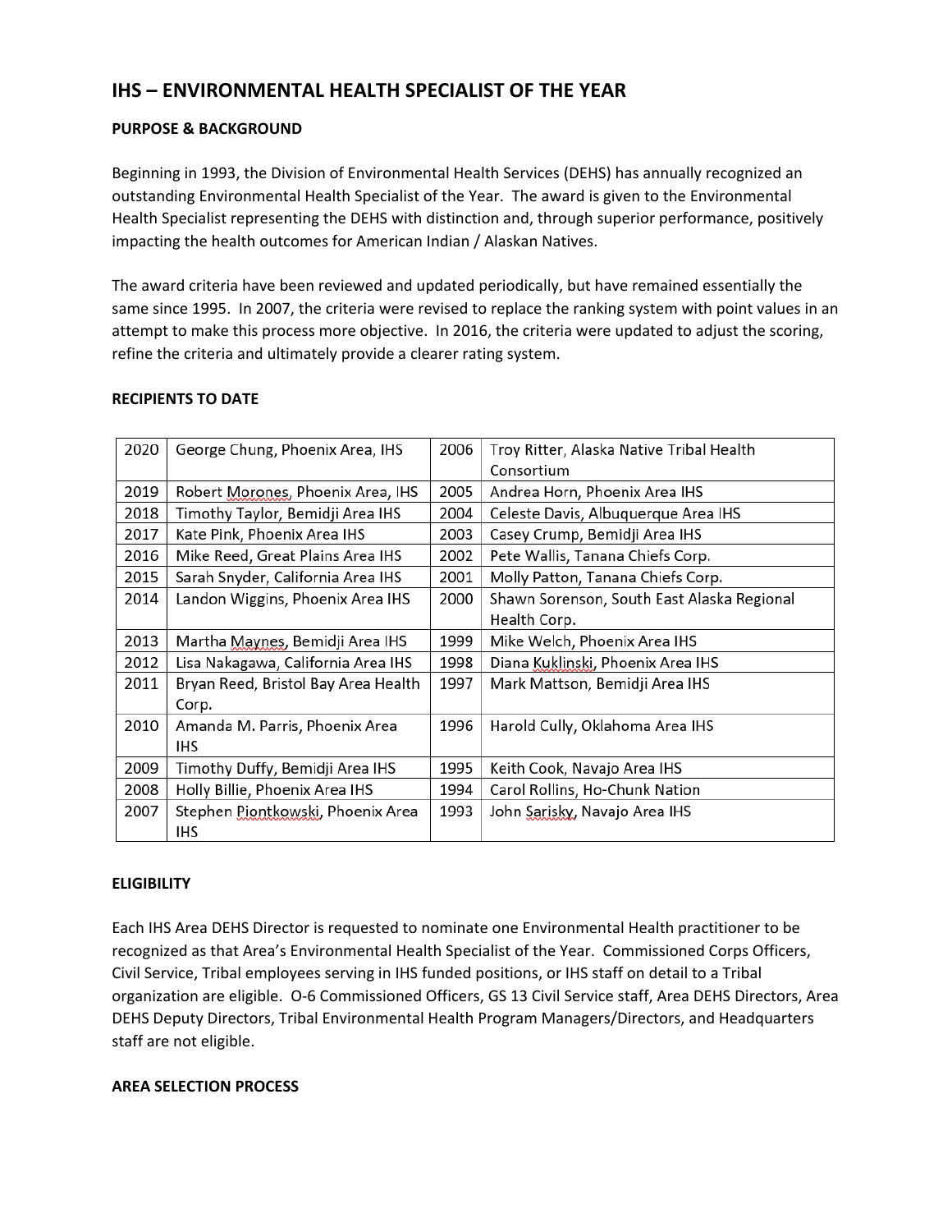# IHS – ENVIRONMENTAL HEALTH SPECIALIST OF THE YEAR

## PURPOSE & BACKGROUND

Beginning in 1993, the Division of Environmental Health Services (DEHS) has annually recognized an outstanding Environmental Health Specialist of the Year. The award is given to the Environmental Health Specialist representing the DEHS with distinction and, through superior performance, positively impacting the health outcomes for American Indian / Alaskan Natives.

The award criteria have been reviewed and updated periodically, but have remained essentially the same since 1995. In 2007, the criteria were revised to replace the ranking system with point values in an attempt to make this process more objective. In 2016, the criteria were updated to adjust the scoring, refine the criteria and ultimately provide a clearer rating system.

## RECIPIENTS TO DATE

| | | | |
|---|---|---|---|
| 2020 | George Chung, Phoenix Area, IHS | 2006 | Troy Ritter, Alaska Native Tribal Health Consortium |
| 2019 | Robert Morones, Phoenix Area, IHS | 2005 | Andrea Horn, Phoenix Area IHS |
| 2018 | Timothy Taylor, Bemidji Area IHS | 2004 | Celeste Davis, Albuquerque Area IHS |
| 2017 | Kate Pink, Phoenix Area IHS | 2003 | Casey Crump, Bemidji Area IHS |
| 2016 | Mike Reed, Great Plains Area IHS | 2002 | Pete Wallis, Tanana Chiefs Corp. |
| 2015 | Sarah Snyder, California Area IHS | 2001 | Molly Patton, Tanana Chiefs Corp. |
| 2014 | Landon Wiggins, Phoenix Area IHS | 2000 | Shawn Sorenson, South East Alaska Regional Health Corp. |
| 2013 | Martha Maynes, Bemidji Area IHS | 1999 | Mike Welch, Phoenix Area IHS |
| 2012 | Lisa Nakagawa, California Area IHS | 1998 | Diana Kuklinski, Phoenix Area IHS |
| 2011 | Bryan Reed, Bristol Bay Area Health Corp. | 1997 | Mark Mattson, Bemidji Area IHS |
| 2010 | Amanda M. Parris, Phoenix Area IHS | 1996 | Harold Cully, Oklahoma Area IHS |
| 2009 | Timothy Duffy, Bemidji Area IHS | 1995 | Keith Cook, Navajo Area IHS |
| 2008 | Holly Billie, Phoenix Area IHS | 1994 | Carol Rollins, Ho-Chunk Nation |
| 2007 | Stephen Piontkowski, Phoenix Area IHS | 1993 | John Sarisky, Navajo Area IHS |

## ELIGIBILITY

Each IHS Area DEHS Director is requested to nominate one Environmental Health practitioner to be recognized as that Area's Environmental Health Specialist of the Year. Commissioned Corps Officers, Civil Service, Tribal employees serving in IHS funded positions, or IHS staff on detail to a Tribal organization are eligible. O-6 Commissioned Officers, GS 13 Civil Service staff, Area DEHS Directors, Area DEHS Deputy Directors, Tribal Environmental Health Program Managers/Directors, and Headquarters staff are not eligible.

## AREA SELECTION PROCESS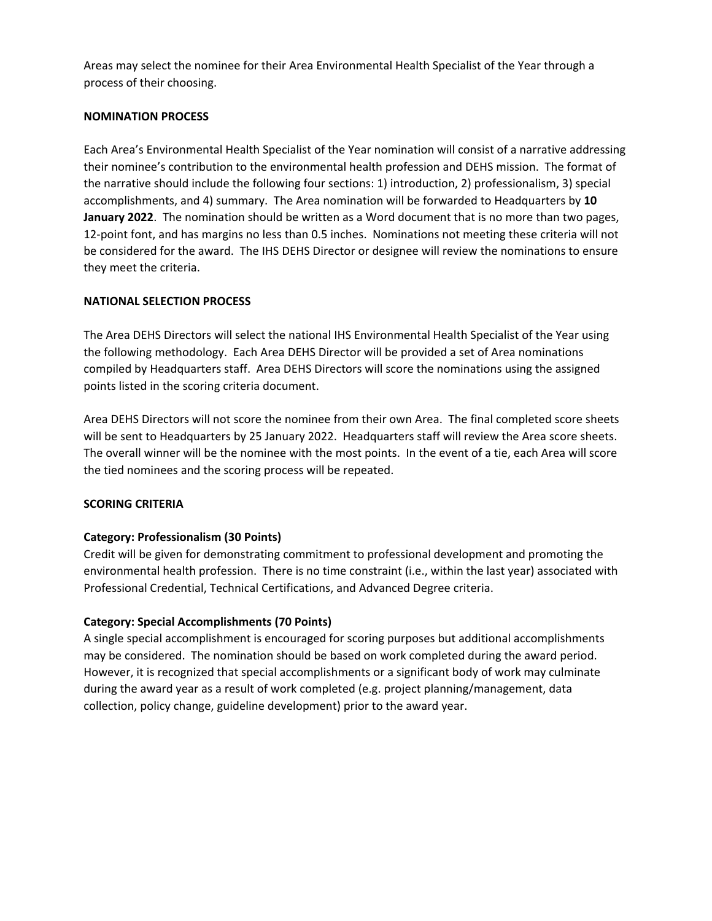Areas may select the nominee for their Area Environmental Health Specialist of the Year through a process of their choosing.

**NOMINATION PROCESS**

Each Area's Environmental Health Specialist of the Year nomination will consist of a narrative addressing their nominee's contribution to the environmental health profession and DEHS mission. The format of the narrative should include the following four sections: 1) introduction, 2) professionalism, 3) special accomplishments, and 4) summary. The Area nomination will be forwarded to Headquarters by **10 January 2022**. The nomination should be written as a Word document that is no more than two pages, 12-point font, and has margins no less than 0.5 inches. Nominations not meeting these criteria will not be considered for the award. The IHS DEHS Director or designee will review the nominations to ensure they meet the criteria.

**NATIONAL SELECTION PROCESS**

The Area DEHS Directors will select the national IHS Environmental Health Specialist of the Year using the following methodology. Each Area DEHS Director will be provided a set of Area nominations compiled by Headquarters staff. Area DEHS Directors will score the nominations using the assigned points listed in the scoring criteria document.

Area DEHS Directors will not score the nominee from their own Area. The final completed score sheets will be sent to Headquarters by 25 January 2022. Headquarters staff will review the Area score sheets. The overall winner will be the nominee with the most points. In the event of a tie, each Area will score the tied nominees and the scoring process will be repeated.

**SCORING CRITERIA**

**Category: Professionalism (30 Points)**
Credit will be given for demonstrating commitment to professional development and promoting the environmental health profession. There is no time constraint (i.e., within the last year) associated with Professional Credential, Technical Certifications, and Advanced Degree criteria.

**Category: Special Accomplishments (70 Points)**
A single special accomplishment is encouraged for scoring purposes but additional accomplishments may be considered. The nomination should be based on work completed during the award period. However, it is recognized that special accomplishments or a significant body of work may culminate during the award year as a result of work completed (e.g. project planning/management, data collection, policy change, guideline development) prior to the award year.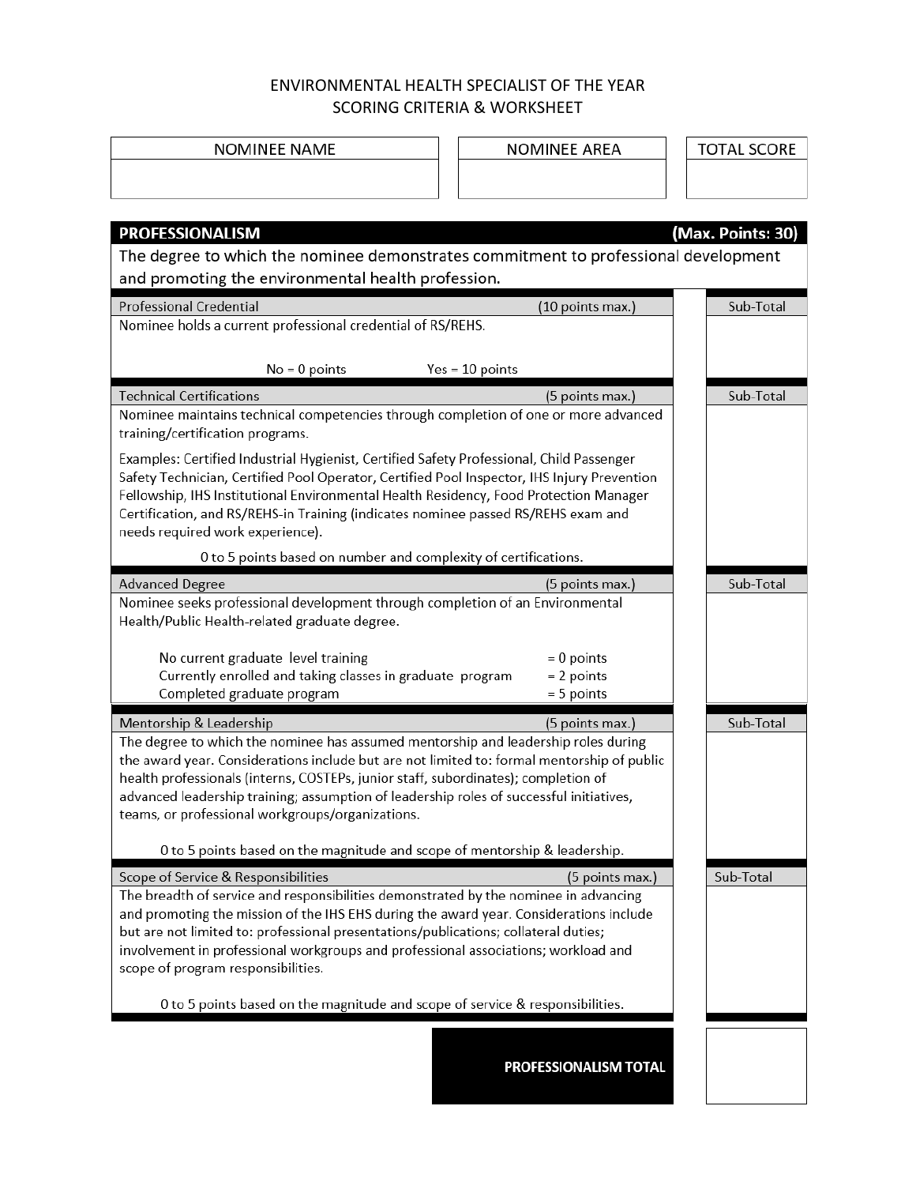# ENVIRONMENTAL HEALTH SPECIALIST OF THE YEAR
## SCORING CRITERIA & WORKSHEET

| NOMINEE NAME | NOMINEE AREA | TOTAL SCORE |
|---|---|---|
| | | |

## PROFESSIONALISM (Max. Points: 30)

The degree to which the nominee demonstrates commitment to professional development and promoting the environmental health profession.

| Criteria | Sub-Total |
|---|---|
| **Professional Credential** (10 points max.)<br><br>Nominee holds a current professional credential of RS/REHS.<br><br>No = 0 points Yes = 10 points | |
| **Technical Certifications** (5 points max.)<br><br>Nominee maintains technical competencies through completion of one or more advanced training/certification programs.<br><br>Examples: Certified Industrial Hygienist, Certified Safety Professional, Child Passenger Safety Technician, Certified Pool Operator, Certified Pool Inspector, IHS Injury Prevention Fellowship, IHS Institutional Environmental Health Residency, Food Protection Manager Certification, and RS/REHS-in Training (indicates nominee passed RS/REHS exam and needs required work experience).<br><br>0 to 5 points based on number and complexity of certifications. | |
| **Advanced Degree** (5 points max.)<br><br>Nominee seeks professional development through completion of an Environmental Health/Public Health-related graduate degree.<br><br>No current graduate level training = 0 points<br>Currently enrolled and taking classes in graduate program = 2 points<br>Completed graduate program = 5 points | |
| **Mentorship & Leadership** (5 points max.)<br><br>The degree to which the nominee has assumed mentorship and leadership roles during the award year. Considerations include but are not limited to: formal mentorship of public health professionals (interns, COSTEPs, junior staff, subordinates); completion of advanced leadership training; assumption of leadership roles of successful initiatives, teams, or professional workgroups/organizations.<br><br>0 to 5 points based on the magnitude and scope of mentorship & leadership. | |
| **Scope of Service & Responsibilities** (5 points max.)<br><br>The breadth of service and responsibilities demonstrated by the nominee in advancing and promoting the mission of the IHS EHS during the award year. Considerations include but are not limited to: professional presentations/publications; collateral duties; involvement in professional workgroups and professional associations; workload and scope of program responsibilities.<br><br>0 to 5 points based on the magnitude and scope of service & responsibilities. | |
| **PROFESSIONALISM TOTAL** | |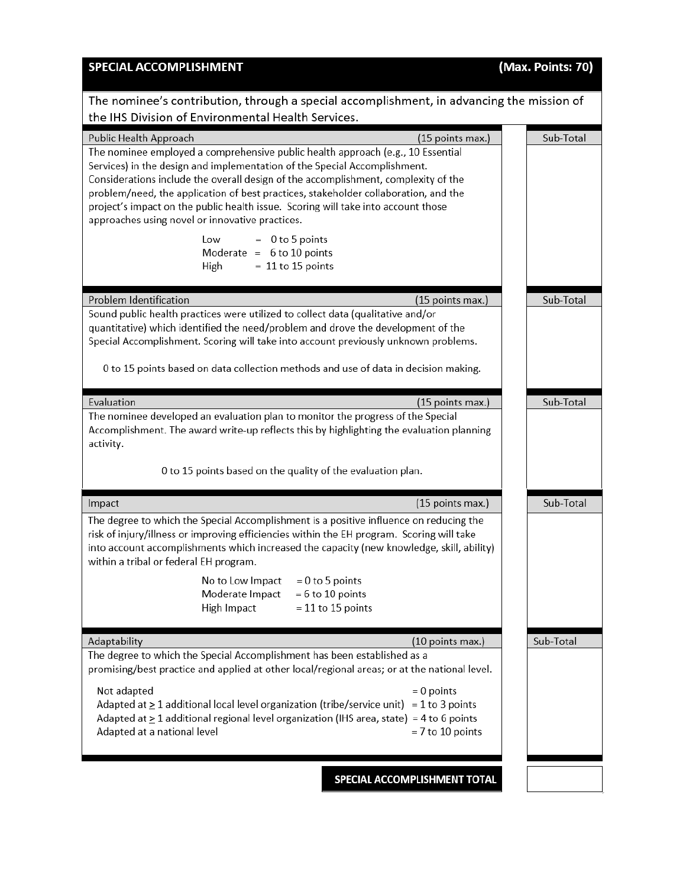## SPECIAL ACCOMPLISHMENT (Max. Points: 70)

The nominee's contribution, through a special accomplishment, in advancing the mission of the IHS Division of Environmental Health Services.

| Criteria | Sub-Total |
|---|---|
| **Public Health Approach** (15 points max.)<br>The nominee employed a comprehensive public health approach (e.g., 10 Essential Services) in the design and implementation of the Special Accomplishment. Considerations include the overall design of the accomplishment, complexity of the problem/need, the application of best practices, stakeholder collaboration, and the project's impact on the public health issue. Scoring will take into account those approaches using novel or innovative practices.<br>Low = 0 to 5 points<br>Moderate = 6 to 10 points<br>High = 11 to 15 points | |
| **Problem Identification** (15 points max.)<br>Sound public health practices were utilized to collect data (qualitative and/or quantitative) which identified the need/problem and drove the development of the Special Accomplishment. Scoring will take into account previously unknown problems.<br>0 to 15 points based on data collection methods and use of data in decision making. | |
| **Evaluation** (15 points max.)<br>The nominee developed an evaluation plan to monitor the progress of the Special Accomplishment. The award write-up reflects this by highlighting the evaluation planning activity.<br>0 to 15 points based on the quality of the evaluation plan. | |
| **Impact** (15 points max.)<br>The degree to which the Special Accomplishment is a positive influence on reducing the risk of injury/illness or improving efficiencies within the EH program. Scoring will take into account accomplishments which increased the capacity (new knowledge, skill, ability) within a tribal or federal EH program.<br>No to Low Impact = 0 to 5 points<br>Moderate Impact = 6 to 10 points<br>High Impact = 11 to 15 points | |
| **Adaptability** (10 points max.)<br>The degree to which the Special Accomplishment has been established as a promising/best practice and applied at other local/regional areas; or at the national level.<br>Not adapted = 0 points<br>Adapted at ≥ 1 additional local level organization (tribe/service unit) = 1 to 3 points<br>Adapted at ≥ 1 additional regional level organization (IHS area, state) = 4 to 6 points<br>Adapted at a national level = 7 to 10 points | |
| **SPECIAL ACCOMPLISHMENT TOTAL** | |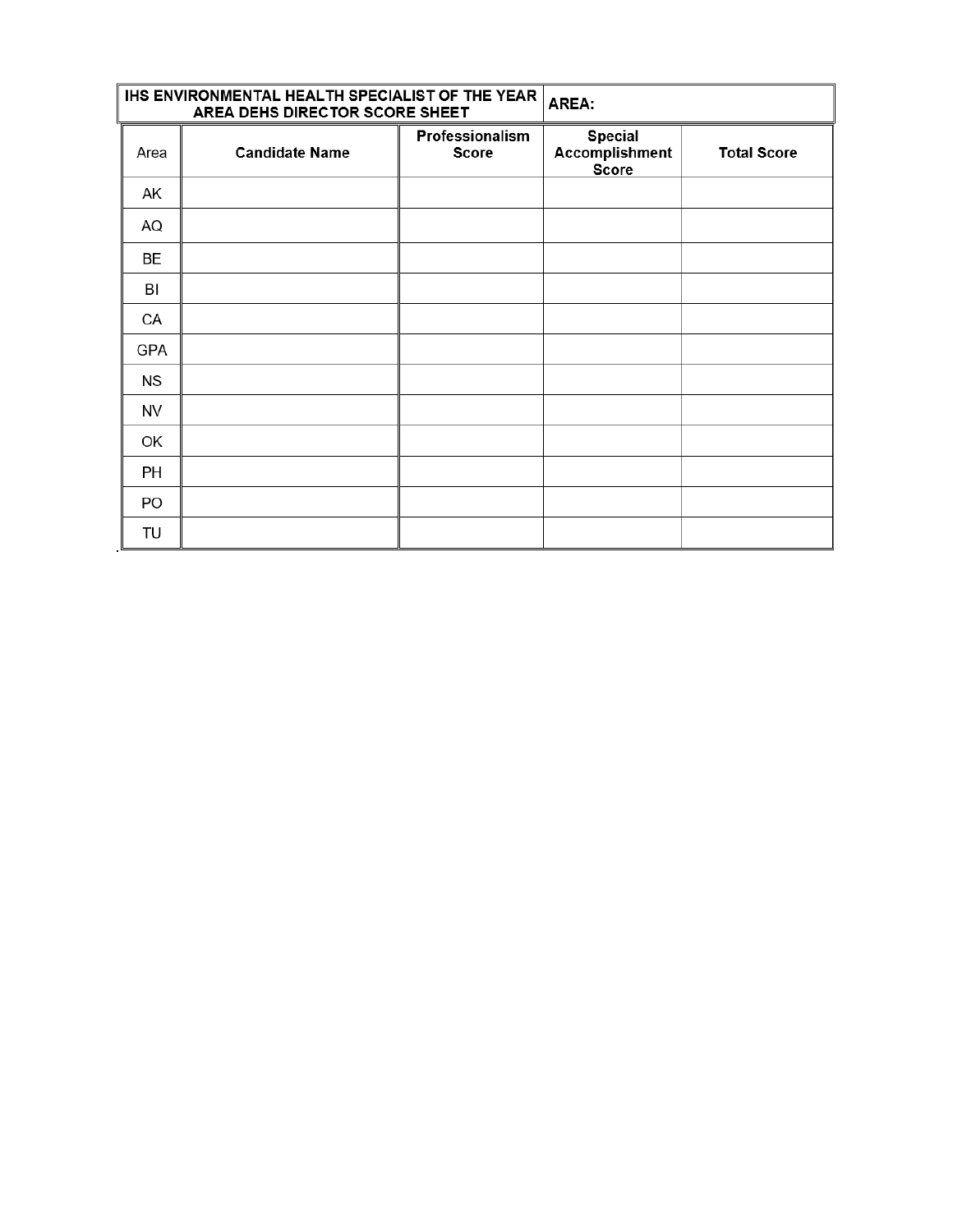| IHS ENVIRONMENTAL HEALTH SPECIALIST OF THE YEAR AREA DEHS DIRECTOR SCORE SHEET | | AREA: | | |
|---|---|---|---|---|
| Area | Candidate Name | Professionalism Score | Special Accomplishment Score | Total Score |
| AK | | | | |
| AQ | | | | |
| BE | | | | |
| BI | | | | |
| CA | | | | |
| GPA | | | | |
| NS | | | | |
| NV | | | | |
| OK | | | | |
| PH | | | | |
| PO | | | | |
| TU | | | | |